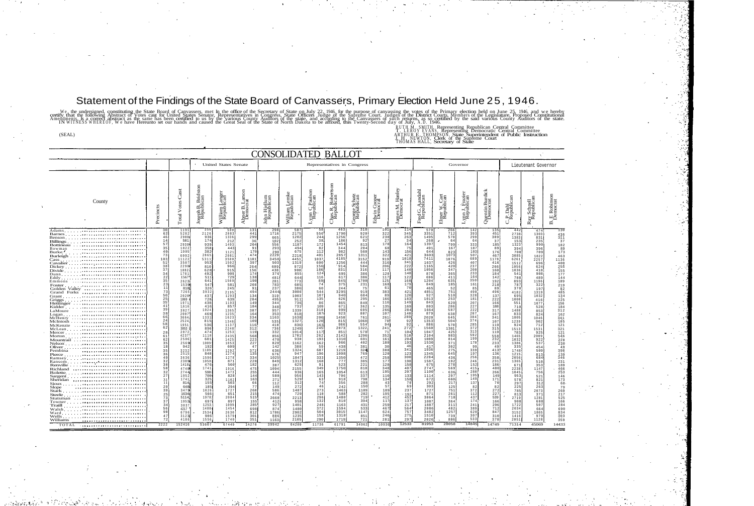# Statement of the Findings of the State Board of Canvassers, Primary Election Held June 25, 1946.

We, the undersigned, constituting the State Board of Canvassers, met in the office of the Secretary of State on July 22, 1946, for the purpose of canvassing the votes of the Primary election held on June 25, 1946, and we hereby certify that the following Abstract of Votes cast for United States Senator, Representatives in Congress, State Officers Judge of the Supreme Court, Judges of the District Courts, Members of the Legislature, Proposed Constitutional Amendments, is a correct abstract as the same has been certified to us by the various County Auditors of the state, and according to the Canvassers of such returns, as so certified by the said various County Auditors of the state.
IN WITNESS WHEREOF, We have Hereunto set our hands and caused the Great Seal of the State of North Dakota to be affixed, this Twenty-Second day of July, A.D. 1946.

(SEAL)

RUTH M. SMITH, Representing Republican Central Committee
T. LEROY EVANS, Representing Democratic Central Committee
ARTHUR E. THOMPSON, State Superintendent of Public Instruction
I. H. NEWTON, Clerk of the Supreme Court
THOMAS HALL, Secretary of State

## CONSOLIDATED BALLOT

| County | Precincts | Total Votes Cast | United States Senate | | | Representatives in Congress | | | | | | | Governor | | | | Lieutenant Governor | | |
|---|---|---|---|---|---|---|---|---|---|---|---|---|---|---|---|---|---|---|---|
| | | | Joseph B. Bridston Republican | William Langer Republican | Abner B. Larson Democrat | John Hjellum Republican | William Lemke Republican | Lynn C. Paulson Republican | Chas. R. Robertson Republican | George Schatz Republican | Edwin Cooper Democrat | James M. Hanley Democrat | Fred G. Aandahl Republican | Elmer W. Cart Republican | Lynn J. Frazier Republican | Quentin Burdick Democrat | C. P. Dahl Republican | Ray Schnell Republican | B. F. Robinson Democrat |
| Adams | 30 | 1191 | 356 | 589 | 131 | 298 | 587 | 58 | 463 | 318 | 101 | 114 | 570 | 266 | 142 | 135 | 442 | 474 | 138 |
| Barnes | 63 | 5282 | 2126 | 2883 | 441 | 1716 | 2175 | 556 | 1790 | 920 | 322 | 345 | 3351 | 712 | 393 | 451 | 2738 | 1303 | 436 |
| Benson | 46 | 2900 | 936 | 1336 | 299 | 665 | 1202 | 244 | 1256 | 621 | 230 | 263 | 1495 | 578 | 299 | 389 | 1383 | 831 | 311 |
| Billings | 14 | 581 | 174 | 212 | 36 | 102 | 252 | 38 | 186 | 92 | 27 | 34 | 268 | 64 | 64 | 37 | 153 | 235 | 37 |
| Bottineau | 57 | 2939 | 939 | 1493 | 204 | 556 | 1187 | 172 | 1454 | 813 | 170 | 164 | 1397 | 799 | 373 | 185 | 1323 | 990 | 182 |
| Bowman | 35 | 1822 | 358 | 443 | 91 | 293 | 494 | 82 | 344 | 204 | 68 | 75 | 491 | 167 | 187 | 89 | 394 | 396 | 89 |
| Burke | 40 | 1995 | 382 | 1121 | 170 | 290 | 675 | 112 | 982 | 560 | 143 | 156 | 644 | 823 | 183 | 176 | 708 | 709 | 173 |
| Burleigh | 73 | 6092 | 2865 | 2081 | 474 | 2229 | 2210 | 401 | 2857 | 1311 | 322 | 421 | 3603 | 1073 | 507 | 467 | 3885 | 1822 | 463 |
| Cass | 103 | 11122 | 5311 | 3588 | 1181 | 3450 | 4451 | 1037 | 4185 | 3152 | 919 | 1018 | 7411 | 1076 | 689 | 1178 | 6261 | 2257 | 1136 |
| Cavalier | 51 | 3507 | 953 | 1502 | 397 | 503 | 1319 | 680 | 1256 | 444 | 316 | 341 | 1637 | 426 | 407 | 416 | 1512 | 696 | 400 |
| Dickey | 38 | 2298 | 810 | 966 | 264 | 609 | 972 | 156 | 914 | 584 | 206 | 222 | 1165 | 420 | 237 | 266 | 1056 | 624 | 255 |
| Divide | 37 | 1882 | 628 | 915 | 156 | 438 | 988 | 186 | 831 | 316 | 117 | 140 | 1056 | 347 | 208 | 168 | 1036 | 418 | 155 |
| Dunn | 34 | 1781 | 492 | 989 | 174 | 376 | 855 | 124 | 699 | 386 | 120 | 148 | 878 | 365 | 233 | 184 | 541 | 908 | 177 |
| Eddy | 22 | 1567 | 511 | 720 | 138 | 481 | 644 | 116 | 617 | 386 | 117 | 122 | 696 | 411 | 164 | 142 | 788 | 489 | 144 |
| Emmons | 35 | 2623 | 641 | 1569 | 190 | 281 | 773 | 89 | 845 | 1700 | 125 | 168 | 1204 | 635 | 350 | 192 | 893 | 1191 | 189 |
| Foster | 23 | 1539 | 547 | 581 | 208 | 783 | 685 | 74 | 375 | 231 | 168 | 179 | 849 | 185 | 161 | 218 | 787 | 322 | 219 |
| Golden Valley | 11 | 818 | 245 | 91 | 91 | 237 | 386 | 60 | 244 | 75 | 61 | 70 | 465 | 52 | 85 | 89 | 370 | 197 | 82 |
| Grand Forks | 73 | 7265 | 3932 | 2195 | 494 | 2444 | 3086 | 544 | 3295 | 919 | 383 | 421 | 4851 | 751 | 498 | 496 | 4182 | 1319 | 485 |
| Grant | 50 | 2020 | 437 | 1293 | 134 | 319 | 1003 | 107 | 940 | 684 | 89 | 126 | 927 | 510 | 328 | 137 | 695 | 1032 | 134 |
| Griggs | 25 | 1808 | 728 | 630 | 204 | 495 | 911 | 135 | 626 | 295 | 166 | 183 | 1013 | 253 | 181 | 222 | 1008 | 416 | 225 |
| Hettinger | 35 | 1971 | 438 | 1193 | 149 | 344 | 736 | 86 | 865 | 840 | 116 | 149 | 843 | 620 | 207 | 166 | 551 | 1077 | 156 |
| Kidder | 41 | 1616 | 416 | 857 | 184 | 348 | 731 | 100 | 671 | 362 | 135 | 169 | 803 | 286 | 227 | 188 | 710 | 528 | 184 |
| LaMoure | 39 | 3027 | 1024 | 1365 | 387 | 957 | 1339 | 318 | 999 | 695 | 266 | 284 | 1664 | 587 | 222 | 317 | 1480 | 853 | 312 |
| Logan | 38 | 2007 | 469 | 1235 | 174 | 353 | 818 | 107 | 923 | 887 | 107 | 148 | 879 | 638 | 287 | 167 | 833 | 824 | 162 |
| McHenry | 66 | 3664 | 1331 | 1623 | 334 | 1163 | 1638 | 206 | 1450 | 761 | 261 | 289 | 2028 | 645 | 384 | 341 | 1805 | 1046 | 341 |
| McIntosh | 24 | 2524 | 815 | 1341 | 109 | 535 | 1327 | 120 | 815 | 1068 | 78 | 92 | 1353 | 504 | 374 | 107 | 1239 | 962 | 185 |
| McKenzie | 58 | 1951 | 536 | 1137 | 116 | 418 | 836 | 163 | 986 | 554 | 94 | 92 | 886 | 570 | 285 | 119 | 924 | 712 | 121 |
| McLean | 62 | 3853 | 896 | 2240 | 312 | 736 | 1830 | 245 | 2079 | 1322 | 241 | 272 | 1560 | 1301 | 372 | 315 | 1113 | 1531 | 321 |
| Mercer | 28 | 2872 | 474 | 1253 | 119 | 332 | 1014 | 117 | 851 | 578 | 71 | 104 | 1047 | 425 | 313 | 119 | 783 | 925 | 121 |
| Morton | 61 | 4237 | 1118 | 2435 | 568 | 856 | 1781 | 262 | 2142 | 1296 | 352 | 518 | 2104 | 983 | 592 | 558 | 1465 | 2089 | 546 |
| Mountrail | 62 | 2506 | 601 | 1425 | 223 | 470 | 938 | 193 | 1310 | 691 | 161 | 204 | 1089 | 814 | 199 | 232 | 1032 | 922 | 228 |
| Nelson | 35 | 2569 | 1009 | 1853 | 227 | 828 | 1162 | 162 | 966 | 402 | 180 | 193 | 1530 | 371 | 178 | 233 | 1386 | 537 | 230 |
| Oliver | 18 | 942 | 192 | 609 | 47 | 142 | 388 | 59 | 438 | 381 | 30 | 46 | 417 | 382 | 99 | 49 | 335 | 454 | 49 |
| Pembina | 35 | 3232 | 1189 | 1292 | 371 | 636 | 1324 | 687 | 1219 | 324 | 388 | 341 | 1936 | 275 | 339 | 413 | 1748 | 509 | 398 |
| Pierce | 36 | 2515 | 840 | 1274 | 135 | 676 | 947 | 196 | 1098 | 769 | 120 | 123 | 1345 | 645 | 197 | 136 | 1215 | 813 | 139 |
| Ramsey | 49 | 3636 | 1596 | 1278 | 334 | 1025 | 1847 | 333 | 1350 | 472 | 258 | 300 | 2284 | 436 | 256 | 358 | 2056 | 684 | 346 |
| Ransom | 32 | 2389 | 1058 | 871 | 228 | 849 | 1312 | 168 | 777 | 305 | 177 | 198 | 1587 | 192 | 246 | 231 | 1365 | 510 | 231 |
| Renville | 38 | 1418 | 476 | 566 | 182 | 387 | 625 | 91 | 523 | 221 | 128 | 158 | 675 | 278 | 152 | 186 | 671 | 353 | 189 |
| Richland | 58 | 4740 | 1741 | 1916 | 475 | 1094 | 2155 | 349 | 1750 | 810 | 348 | 407 | 2747 | 569 | 415 | 480 | 2238 | 1147 | 466 |
| Rolette | 32 | 2744 | 598 | 1473 | 255 | 444 | 936 | 165 | 1054 | 613 | 195 | 207 | 1100 | 636 | 288 | 266 | 1045 | 756 | 253 |
| Sargent | 27 | 1952 | 700 | 828 | 144 | 580 | 956 | 143 | 786 | 337 | 116 | 133 | 1114 | 297 | 195 | 149 | 953 | 521 | 146 |
| Sheridan | 31 | 1741 | 325 | 1182 | 163 | 271 | 529 | 63 | 918 | 798 | 134 | 158 | 672 | 660 | 149 | 171 | 578 | 821 | 173 |
| Sioux | 11 | 814 | 155 | 503 | 66 | 112 | 312 | 74 | 356 | 288 | 43 | 70 | 292 | 217 | 137 | 70 | 297 | 312 | 68 |
| Slope | 29 | 649 | 185 | 294 | 77 | 149 | 272 | 46 | 242 | 150 | 57 | 69 | 303 | 125 | 82 | 82 | 225 | 263 | 79 |
| Stark | 39 | 3479 | 1028 | 1727 | 268 | 586 | 1487 | 273 | 1463 | 1109 | 189 | 237 | 1727 | 751 | 372 | 272 | 785 | 2873 | 269 |
| Steele | 25 | 1634 | 566 | 651 | 215 | 474 | 729 | 118 | 588 | 282 | 195 | 192 | 871 | 261 | 112 | 227 | 813 | 371 | 217 |
| Stutsman | 73 | 5114 | 1978 | 2084 | 515 | 2668 | 2213 | 296 | 1480 | 719 | 412 | 453 | 3064 | 718 | 437 | 539 | 2719 | 1281 | 525 |
| Towner | 37 | 1953 | 697 | 897 | 155 | 412 | 958 | 132 | 810 | 394 | 117 | 137 | 1087 | 364 | 174 | 166 | 908 | 688 | 166 |
| Traill | 34 | 3037 | 1253 | 1099 | 285 | 927 | 1401 | 248 | 1163 | 431 | 259 | 217 | 1887 | 311 | 241 | 296 | 1722 | 507 | 284 |
| Walsh | 56 | 4217 | 1488 | 1454 | 698 | 874 | 1480 | 363 | 1594 | 533 | 467 | 564 | 2885 | 482 | 389 | 712 | 2034 | 664 | 690 |
| Ward | 98 | 6796 | 2534 | 3534 | 812 | 1786 | 2902 | 504 | 3015 | 1147 | 624 | 757 | 3482 | 1257 | 620 | 847 | 3152 | 1865 | 834 |
| Wells | 47 | 3123 | 986 | 1579 | 301 | 886 | 1235 | 158 | 1318 | 851 | 246 | 275 | 1510 | 739 | 307 | 310 | 1416 | 979 | 303 |
| Williams | 72 | 4186 | 1556 | 1740 | 351 | 1163 | 2105 | 290 | 1719 | 721 | 281 | 297 | 2026 | 886 | 533 | 378 | 2051 | 1128 | 359 |
| TOTAL | 2222 | 152416 | 53607 | 67449 | 14278 | 39942 | 64209 | 11736 | 61791 | 34962 | 10936 | 12533 | 81953 | 28058 | 14845 | 14749 | 71314 | 45069 | 14433 |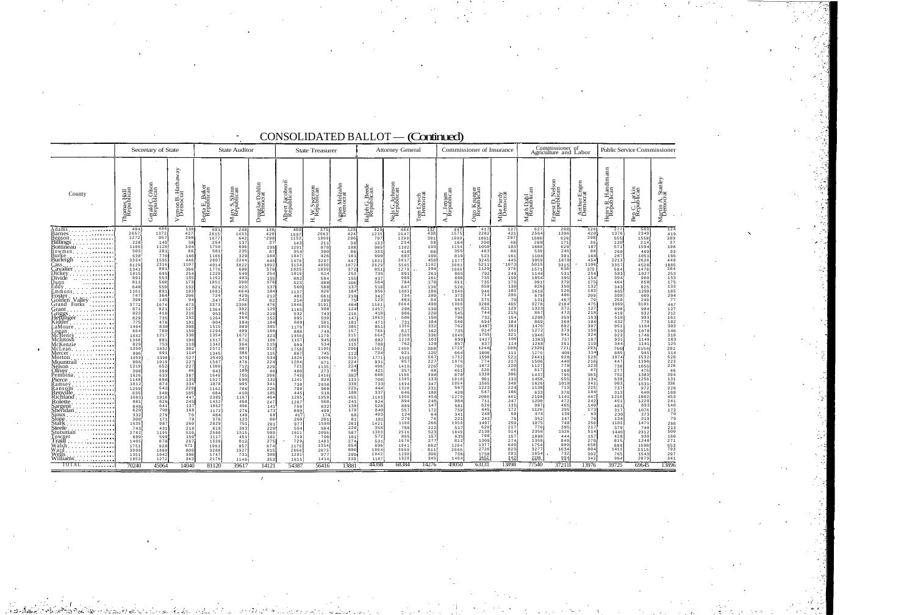# CONSOLIDATED BALLOT — (Continued)

| County | Secretary of State | | | State Auditor | | | State Treasurer | | | Attorney General | | | Commissioner of Insurance | | | Commissioner of Agriculture and Labor | | | Public Service Commissioner | | |
|---|---|---|---|---|---|---|---|---|---|---|---|---|---|---|---|---|---|---|---|---|---|
| | Thomas Hall Republican | Gerald C. Olson Republican | Vernon B. Hathaway Democrat | Berta E. Baker Republican | Mary S. Shim Republican | Douglas Dahlin Democrat | Albert Jacobson Republican | H. W. Swenson Republican | Agnes Molzahn Democrat | Ralph G. Beede Republican | Nels G. Johnson Republican | Tom Lynch Democrat | A. J. Jensen Republican | Otto Krueger Republican | Mike Purdy Democrat | Math Dahl Republican | Ernest D. Nelson Republican | J. Arthur Engen Democrat | Harry R. Handtmann Republican | Ben C. Larkin Republican | Martin A. Stanley Democrat |
| Adams | 484 | 408 | 130 | 691 | 248 | 138 | 489 | 375 | 128 | 429 | 464 | 132 | 447 | 417 | 127 | 627 | 268 | 126 | 277 | 583 | 124 |
| Barnes | 2657 | 1372 | 427 | 2815 | 1433 | 429 | 1697 | 2063 | 424 | 1235 | 2647 | 438 | 1575 | 2282 | 421 | 2564 | 1396 | 420 | 1376 | 2349 | 419 |
| Benson | 1272 | 957 | 298 | 1677 | 642 | 298 | 1153 | 1009 | 296 | 797 | 1399 | 381 | 1069 | 1061 | 297 | 1600 | 626 | 298 | 555 | 1558 | 289 |
| Billings | 228 | 145 | 38 | 254 | 137 | 37 | 143 | 211 | 36 | 133 | 234 | 38 | 164 | 206 | 48 | 288 | 171 | 36 | 128 | 214 | 37 |
| Bottineau | 1186 | 1128 | 194 | 1750 | 696 | 198 | 1291 | 878 | 188 | 969 | 1302 | 193 | 1154 | 1058 | 183 | 1680 | 629 | 187 | 571 | 1594 | 198 |
| Bowman | 503 | 281 | 86 | 581 | 235 | 87 | 354 | 390 | 86 | 333 | 418 | 86 | 355 | 403 | 86 | 536 | 245 | 86 | 268 | 489 | 93 |
| Burke | 638 | 770 | 166 | 1166 | 329 | 168 | 1047 | 426 | 161 | 698 | 683 | 169 | 819 | 523 | 161 | 1104 | 301 | 168 | 287 | 1051 | 166 |
| Burleigh | 3334 | 1595 | 446 | 2807 | 2244 | 445 | 1476 | 3297 | 447 | 1831 | 3817 | 450 | 1577 | 3245 | 445 | 3050 | 1870 | 454 | 2213 | 2628 | 449 |
| Cass | 6129 | 2316 | 1107 | 4914 | 3822 | 1093 | 3134 | 4850 | 1072 | 2629 | 5565 | 1102 | 3081 | 5211 | 1073 | 5015 | 3315 | 1106 | 3357 | 4528 | 1085 |
| Cavalier | 1341 | 881 | 386 | 1776 | 608 | 376 | 1035 | 1899 | 372 | 851 | 1278 | 394 | 1006 | 1129 | 376 | 1571 | 636 | 375 | 584 | 1478 | 364 |
| Dickey | 1815 | 695 | 254 | 1220 | 549 | 254 | 1016 | 614 | 253 | 735 | 891 | 261 | 865 | 792 | 249 | 1144 | 531 | 254 | 583 | 1027 | 253 |
| Divide | 891 | 553 | 155 | 1152 | 403 | 155 | 882 | 584 | 155 | 437 | 989 | 161 | 668 | 735 | 150 | 1054 | 395 | 154 | 394 | 960 | 153 |
| Dunn | 811 | 560 | 173 | 1051 | 390 | 176 | 523 | 888 | 166 | 564 | 784 | 179 | 611 | 735 | 175 | 991 | 379 | 175 | 464 | 858 | 175 |
| Eddy | 640 | 559 | 132 | 821 | 423 | 137 | 560 | 588 | 137 | 516 | 647 | 136 | 526 | 658 | 138 | 826 | 350 | 132 | 343 | 825 | 133 |
| Emmons | 1161 | 891 | 183 | 1681 | 464 | 184 | 1137 | 826 | 184 | 956 | 1083 | 186 | 1040 | 946 | 183 | 1618 | 526 | 183 | 665 | 1298 | 185 |
| Foster | 747 | 364 | 206 | 724 | 429 | 212 | 401 | 661 | 210 | 342 | 734 | 209 | 373 | 714 | 206 | 679 | 486 | 209 | 398 | 669 | 204 |
| Golden Valley | 398 | 145 | 94 | 347 | 242 | 82 | 214 | 289 | 75 | 123 | 483 | 84 | 143 | 375 | 79 | 131 | 467 | 79 | 258 | 246 | 77 |
| Grand Forks | 3772 | 1674 | 473 | 3373 | 2398 | 476 | 1946 | 3191 | 464 | 1581 | 3664 | 490 | 1988 | 3280 | 465 | 3270 | 2184 | 475 | 1969 | 3101 | 467 |
| Grant | 871 | 821 | 127 | 1364 | 382 | 129 | 1165 | 508 | 124 | 1457 | 298 | 130 | 857 | 821 | 129 | 1323 | 372 | 127 | 698 | 984 | 127 |
| Griggs | 922 | 416 | 216 | 953 | 462 | 219 | 532 | 743 | 216 | 410 | 886 | 220 | 545 | 744 | 215 | 867 | 472 | 218 | 419 | 832 | 212 |
| Hettinger | 829 | 735 | 152 | 1264 | 364 | 152 | 995 | 539 | 147 | 1063 | 506 | 150 | 796 | 732 | 154 | 1208 | 359 | 153 | 518 | 993 | 161 |
| Kidder | 775 | 476 | 181 | 904 | 384 | 184 | 609 | 581 | 181 | 471 | 731 | 184 | 548 | 694 | 184 | 869 | 369 | 184 | 432 | 770 | 182 |
| LaMoure | 1464 | 830 | 308 | 1515 | 889 | 305 | 1170 | 1855 | 385 | 851 | 1356 | 332 | 762 | 1487 | 303 | 1476 | 882 | 307 | 951 | 1164 | 303 |
| Logan | 864 | 789 | 159 | 1294 | 409 | 166 | 888 | 749 | 157 | 786 | 827 | 162 | 735 | 914 | 161 | 1272 | 379 | 159 | 519 | 1078 | 146 |
| McHenry | 1642 | 1217 | 330 | 1354 | 1672 | 323 | 1456 | 1279 | 315 | 664 | 2368 | 336 | 1848 | 1755 | 321 | 1946 | 941 | 324 | 923 | 1746 | 318 |
| McIntosh | 1348 | 881 | 106 | 1517 | 671 | 106 | 1157 | 945 | 106 | 882 | 1218 | 103 | 699 | 1427 | 100 | 1383 | 757 | 107 | 931 | 1149 | 103 |
| McKenzie | 829 | 753 | 118 | 1342 | 364 | 115 | 999 | 534 | 115 | 788 | 762 | 120 | 857 | 637 | 114 | 1268 | 351 | 119 | 344 | 1141 | 125 |
| McLean | 1390 | 1632 | 382 | 2371 | 887 | 312 | 1758 | 1195 | 296 | 1591 | 1409 | 308 | 1729 | 1244 | 308 | 2326 | 721 | 293 | 766 | 2154 | 292 |
| Mercer | 996 | 691 | 114 | 1345 | 386 | 115 | 867 | 745 | 112 | 734 | 921 | 125 | 664 | 1006 | 111 | 1276 | 409 | 114 | 685 | 945 | 114 |
| Morton | 1959 | 1398 | 527 | 2540 | 975 | 534 | 1826 | 1406 | 519 | 1771 | 1549 | 567 | 1752 | 1598 | 523 | 2441 | 928 | 528 | 1974 | 1532 | 528 |
| Mountrail | 906 | 1019 | 227 | 1567 | 476 | 224 | 1204 | 671 | 224 | 931 | 957 | 227 | 1076 | 774 | 217 | 1506 | 440 | 216 | 447 | 1398 | 223 |
| Nelson | 1219 | 652 | 227 | 1380 | 712 | 229 | 721 | 1135 | 224 | 496 | 1419 | 226 | 765 | 1072 | 226 | 1127 | 778 | 223 | 738 | 1055 | 226 |
| Oliver | 398 | 399 | 46 | 643 | 189 | 46 | 480 | 273 | 46 | 421 | 357 | 48 | 451 | 320 | 45 | 617 | 168 | 47 | 277 | 475 | 46 |
| Pembina | 1626 | 633 | 387 | 1649 | 755 | 396 | 743 | 1410 | 382 | 648 | 1566 | 394 | 878 | 1338 | 386 | 1437 | 795 | 383 | 752 | 1383 | 394 |
| Pierce | 1148 | 898 | 135 | 1527 | 590 | 132 | 1141 | 820 | 133 | 700 | 1395 | 133 | 1019 | 961 | 133 | 1458 | 555 | 134 | 638 | 1256 | 131 |
| Ramsey | 1812 | 874 | 334 | 1878 | 995 | 341 | 730 | 2050 | 338 | 733 | 1894 | 347 | 1054 | 1565 | 348 | 1626 | 1019 | 342 | 983 | 1531 | 336 |
| Ransom | 1299 | 542 | 229 | 1162 | 786 | 226 | 790 | 988 | 223 | 444 | 1328 | 231 | 567 | 1223 | 224 | 1138 | 713 | 225 | 737 | 972 | 228 |
| Renville | 635 | 348 | 185 | 684 | 410 | 185 | 445 | 519 | 188 | 337 | 646 | 188 | 428 | 547 | 186 | 633 | 378 | 184 | 313 | 640 | 188 |
| Richland | 1683 | 1918 | 447 | 2385 | 1167 | 464 | 1295 | 1958 | 455 | 1183 | 1956 | 456 | 1279 | 2080 | 441 | 2198 | 1141 | 447 | 1216 | 1882 | 453 |
| Rolette | 981 | 826 | 245 | 1432 | 468 | 247 | 1287 | 568 | 243 | 924 | 894 | 248 | 984 | 711 | 247 | 1298 | 472 | 242 | 451 | 1220 | 241 |
| Sargent | 848 | 641 | 137 | 1062 | 496 | 141 | 756 | 632 | 138 | 528 | 889 | 147 | 581 | 826 | 135 | 987 | 465 | 140 | 483 | 893 | 140 |
| Sheridan | 620 | 799 | 168 | 1172 | 276 | 173 | 898 | 498 | 170 | 840 | 557 | 172 | 759 | 645 | 172 | 1126 | 295 | 173 | 317 | 1076 | 173 |
| Sioux | 332 | 279 | 78 | 484 | 149 | 68 | 437 | 174 | 68 | 493 | 124 | 64 | 341 | 248 | 69 | 474 | 139 | 63 | 230 | 373 | 70 |
| Slope | 300 | 171 | 78 | 376 | 123 | 80 | 260 | 201 | 81 | 181 | 279 | 74 | 221 | 243 | 78 | 352 | 147 | 76 | 134 | 319 | 79 |
| Stark | 1635 | 987 | 260 | 2829 | 751 | 261 | 977 | 1580 | 261 | 1421 | 1188 | 266 | 1058 | 1497 | 259 | 1875 | 748 | 256 | 1101 | 1471 | 266 |
| Steele | 743 | 431 | 218 | 819 | 393 | 220 | 554 | 584 | 220 | 356 | 786 | 222 | 517 | 628 | 217 | 776 | 395 | 217 | 379 | 740 | 213 |
| Stutsman | 2782 | 1195 | 510 | 2560 | 1515 | 509 | 1611 | 2096 | 587 | 1303 | 2516 | 523 | 1849 | 2138 | 514 | 2356 | 1526 | 514 | 1440 | 2312 | 500 |
| Towner | 889 | 599 | 159 | 1117 | 451 | 161 | 719 | 706 | 161 | 572 | 865 | 157 | 635 | 798 | 157 | 1008 | 444 | 157 | 428 | 930 | 160 |
| Traill | 1405 | 878 | 267 | 1538 | 812 | 275 | 729 | 1483 | 274 | 531 | 1676 | 277 | 812 | 1309 | 274 | 1359 | 849 | 279 | 815 | 1248 | 271 |
| Walsh | 1751 | 928 | 671 | 1961 | 857 | 674 | 1176 | 1354 | 654 | 696 | 1941 | 662 | 1284 | 1377 | 649 | 1754 | 909 | 658 | 888 | 1590 | 653 |
| Ward | 3008 | 1890 | 809 | 3288 | 1927 | 815 | 2666 | 2073 | 806 | 1084 | 3668 | 811 | 2666 | 2726 | 823 | 3277 | 1634 | 804 | 1411 | 3315 | 793 |
| Wells | 1351 | 1042 | 300 | 1747 | 731 | 308 | 1291 | 977 | 299 | 1042 | 1290 | 306 | 736 | 1758 | 291 | 1654 | 732 | 302 | 765 | 1543 | 297 |
| Williams | 1853 | 1272 | 343 | 2176 | 1148 | 353 | 1615 | 1414 | 339 | 1187 | 1928 | 345 | 1404 | 1652 | 342 | 2188 | 994 | 342 | 964 | 2079 | 341 |
| TOTAL | 70240 | 45064 | 14040 | 81120 | 39617 | 14121 | 54387 | 56416 | 13881 | 44398 | 68384 | 14276 | 49050 | 63131 | 13898 | 77540 | 37211 | 13976 | 39725 | 69645 | 13896 |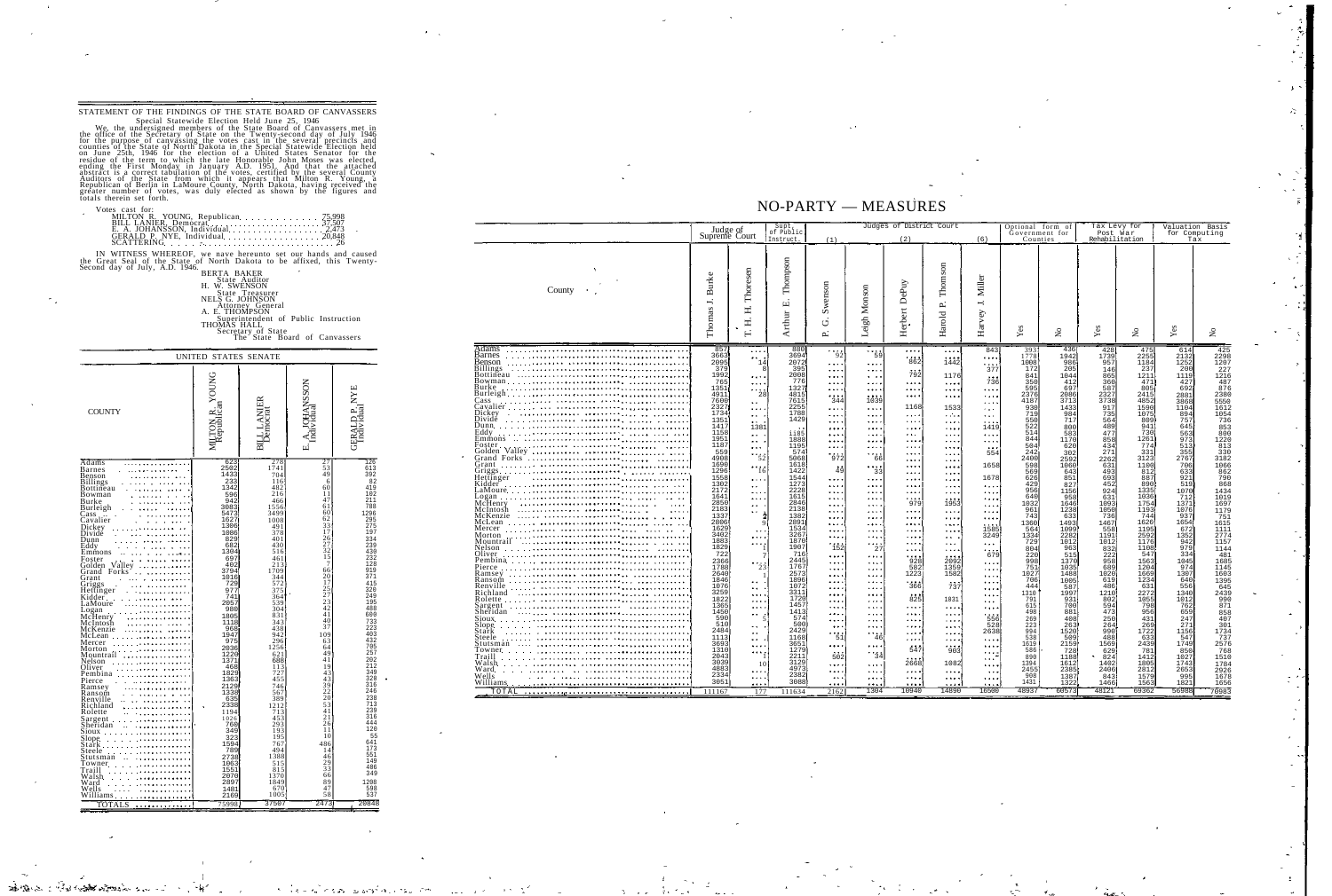STATEMENT OF THE FINDINGS OF THE STATE BOARD OF CANVASSERS

Special Statewide Election Held June 25, 1946

We, the undersigned members of the State Board of Canvassers met in the office of the Secretary of State on the Twenty-second day of July 1946 for the purpose of canvassing the votes cast in the several precincts and counties of the State of North Dakota in the Special Statewide Election held on June 25th, 1946 for the election of a United States Senator for the residue of the term to which the late Honorable John Moses was elected, ending the First Monday in January A.D. 1951. And that the attached abstract is a correct tabulation of the votes, certified by the several County Auditors of the State from which it appears that Milton R. Young, a Republican of Berlin in LaMoure County, North Dakota, having received the greater number of votes, was duly elected as shown by the figures and totals therein set forth.

Votes cast for:

MILTON R. YOUNG, Republican . . . . . . . . . . . . 75,998
BILL LANIER, Democrat . . . . . . . . . . . . 37,507
E. A. JOHANSSON, Individual . . . . . . . . . . . . 2,473
GERALD P. NYE, Individual . . . . . . . . . . . . 20,848
SCATTERING . . . . . . . . . . . . 26

IN WITNESS WHEREOF, we have hereunto set our hands and caused the Great Seal of the State of North Dakota to be affixed, this Twenty-Second day of July, A.D. 1946.

BERTA BAKER
State Auditor
H. W. SWENSON
State Treasurer
NELS G. JOHNSON
Attorney General
A. E. THOMPSON
Superintendent of Public Instruction
THOMAS HALL
Secretary of State
The State Board of Canvassers

## UNITED STATES SENATE

| COUNTY | MILTON R. YOUNG Republican | BILL LANIER Democrat | E. A. JOHANSSON Individual | GERALD P. NYE Individual |
|---|---|---|---|---|
| Adams | 623 | 278 | 27 | 126 |
| Barnes | 2502 | 1741 | 53 | 613 |
| Benson | 1433 | 704 | 49 | 392 |
| Billings | 233 | 116 | 6 | 82 |
| Bottineau | 1342 | 482 | 60 | 419 |
| Bowman | 596 | 216 | 11 | 102 |
| Burke | 942 | 466 | 47 | 211 |
| Burleigh | 3083 | 1556 | 61 | 708 |
| Cass | 5473 | 3499 | 60 | 1296 |
| Cavalier | 1627 | 1008 | 62 | 295 |
| Dickey | 1306 | 491 | 33 | 275 |
| Divide | 1006 | 378 | 17 | 197 |
| Dunn | 829 | 401 | 26 | 334 |
| Eddy | 682 | 430 | 27 | 239 |
| Emmons | 1304 | 516 | 33 | 430 |
| Foster | 697 | 461 | 15 | 232 |
| Golden Valley | 402 | 213 | 7 | 128 |
| Grand Forks | 3794 | 1709 | 66 | 919 |
| Grant | 1018 | 344 | 20 | 371 |
| Griggs | 729 | 572 | 17 | 415 |
| Hettinger | 977 | 375 | 25 | 320 |
| Kidder | 743 | 364 | 27 | 249 |
| LaMoure | 2057 | 539 | 23 | 195 |
| Logan | 986 | 394 | 42 | 488 |
| McHenry | 1805 | 831 | 41 | 600 |
| McIntosh | 1118 | 343 | 40 | 722 |
| McKenzie | 968 | 438 | 37 | 223 |
| McLean | 1947 | 942 | 109 | 403 |
| Mercer | 975 | 296 | 63 | 432 |
| Morton | 2036 | 1256 | 64 | 705 |
| Mountrail | 1220 | 621 | 49 | 257 |
| Nelson | 1371 | 688 | 41 | 202 |
| Oliver | 468 | 113 | 19 | 212 |
| Pembina | 1829 | 727 | 43 | 349 |
| Pierce | 1363 | 455 | 43 | 328 |
| Ramsey | 2129 | 746 | 39 | 316 |
| Ransom | 1338 | 567 | 22 | 246 |
| Renville | 635 | 389 | 20 | 238 |
| Richland | 2338 | 1212 | 53 | 713 |
| Rolette | 1194 | 713 | 41 | 239 |
| Sargent | 1026 | 453 | 21 | 316 |
| Sheridan | 768 | 293 | 26 | 444 |
| Sioux | 349 | 193 | 11 | 120 |
| Slope | 323 | 195 | 10 | 55 |
| Stark | 1594 | 767 | 486 | 641 |
| Steele | 789 | 494 | 14 | 173 |
| Stutsman | 2738 | 1388 | 46 | 551 |
| Towner | 1063 | 515 | 29 | 149 |
| Traill | 1551 | 815 | 33 | 406 |
| Walsh | 2070 | 1370 | 66 | 349 |
| Ward | 2897 | 1849 | 89 | 1208 |
| Wells | 1401 | 670 | 47 | 598 |
| Williams | 2169 | 1005 | 58 | 537 |
| TOTALS | 75998 | 37507 | 2473 | 20848 |

# NO-PARTY — MEASURES

| County | Judge of Supreme Court | | Supt. of Public Instruct. | Judges of District Court (1) | | Judges of District Court (2) | | (6) | Optional Form of Government for Counties | | Tax Levy for Post War Rehabilitation | | Valuation Basis for Computing Tax | |
|---|---|---|---|---|---|---|---|---|---|---|---|---|---|---|
| | Thomas J. Burke | T. H. H. Thoresen | Arthur E. Thompson | P. G. Swenson | Leigh Monson | Herbert DePuy | Harold P. Thomson | Harvey J. Miller | Yes | No | Yes | No | Yes | No |
| Adams | 857 | .... | 886 | 92 | 89 | .... | .... | 843 | 393 | 436 | 428 | 475 | 614 | 425 |
| Barnes | 3663 | .... | 3694 | .... | .... | .... | .... | .... | 1770 | 1942 | 1739 | 2255 | 2132 | 2298 |
| Benson | 2095 | 14 | 2072 | .... | .... | 862 | 1442 | .... | 1008 | 986 | 957 | 1184 | 1252 | 1207 |
| Billings | 379 | 8 | 395 | .... | .... | .... | .... | 377 | 172 | 205 | 146 | 237 | 200 | 227 |
| Bottineau | 1992 | .... | 2008 | .... | .... | 792 | 1176 | .... | 841 | 1044 | 865 | 1211 | 1119 | 1216 |
| Bowman | 765 | .... | 776 | .... | .... | .... | .... | 736 | 350 | 412 | 366 | 471 | 427 | 487 |
| Burke | 1351 | .... | 1327 | .... | .... | .... | .... | .... | 595 | 697 | 587 | 805 | 692 | 876 |
| Burleigh | 4911 | 28 | 4815 | .... | .... | .... | .... | .... | 2376 | 2086 | 2327 | 2415 | 2881 | 2380 |
| Cass | 7600 | .... | 7615 | 344 | 1039 | .... | .... | .... | 4187 | 3713 | 3738 | 4852 | 3868 | 5550 |
| Cavalier | 2327 | .... | 2255 | .... | .... | 1168 | 1533 | .... | 930 | 1433 | 917 | 1590 | 1104 | 1612 |
| Dickey | 1734 | .... | 1780 | .... | .... | .... | .... | .... | 719 | 984 | 735 | 1075 | 894 | 1054 |
| Divide | 1351 | .... | 1429 | .... | .... | .... | .... | .... | 550 | 717 | 564 | 809 | 757 | 736 |
| Dunn | 1417 | .... | 1381 | .... | .... | .... | .... | 1419 | 522 | 800 | 489 | 941 | 645 | 853 |
| Eddy | 1158 | .... | 1185 | .... | .... | .... | .... | .... | 514 | 583 | 477 | 730 | 563 | 800 |
| Emmons | 1951 | .... | 1888 | .... | .... | .... | .... | .... | 844 | 1170 | 858 | 1261 | 973 | 1220 |
| Foster | 1187 | .... | 1195 | .... | .... | .... | .... | .... | 504 | 620 | 434 | 774 | 513 | 813 |
| Golden Valley | 559 | .... | 574 | .... | .... | .... | .... | 554 | 242 | 302 | 271 | 331 | 355 | 330 |
| Grand Forks | 4908 | 52 | 5068 | 872 | 66 | .... | .... | .... | 2400 | 2592 | 2262 | 3123 | 2767 | 3182 |
| Grant | 1690 | .... | 1618 | .... | .... | .... | .... | 1658 | 598 | 1060 | 631 | 1100 | 706 | 1066 |
| Griggs | 1296 | 16 | 1422 | 49 | 33 | .... | .... | .... | 569 | 643 | 493 | 812 | 633 | 862 |
| Hettinger | 1558 | .... | 1544 | .... | .... | .... | .... | 1678 | 626 | 851 | 693 | 887 | 921 | 790 |
| Kidder | 1302 | .... | 1273 | .... | .... | .... | .... | .... | 429 | 827 | 452 | 890 | 519 | 868 |
| LaMoure | 2172 | .... | 2228 | .... | .... | .... | .... | .... | 956 | 1156 | 924 | 1335 | 1070 | 1434 |
| Logan | 1641 | .... | 1615 | .... | .... | .... | .... | .... | 640 | 958 | 631 | 1036 | 713 | 1019 |
| McHenry | 2850 | .... | 2846 | .... | .... | 979 | 1953 | .... | 1032 | 1646 | 1093 | 1754 | 1371 | 1697 |
| McIntosh | 2183 | .... | 2138 | .... | .... | .... | .... | .... | 961 | 1238 | 1050 | 1189 | 1076 | 1179 |
| McKenzie | 1337 | 2 | 1382 | .... | .... | .... | .... | .... | 743 | 633 | 736 | 744 | 937 | 751 |
| McLean | 2006 | 9 | 2091 | .... | .... | .... | .... | .... | 1360 | 1493 | 1467 | 1626 | 1654 | 1615 |
| Mercer | 1629 | .... | 1534 | .... | .... | .... | .... | 1585 | 564 | 1099 | 558 | 1195 | 672 | 1111 |
| Morton | 3402 | .... | 3267 | .... | .... | .... | .... | 3249 | 1334 | 2282 | 1191 | 2592 | 1352 | 2774 |
| Mountrail | 1883 | .... | 1870 | .... | .... | .... | .... | .... | 729 | 1012 | 1012 | 1176 | 942 | 1157 |
| Nelson | 1829 | 1 | 1907 | 152 | 27 | .... | .... | .... | 804 | 963 | 832 | 1108 | 979 | 1144 |
| Oliver | 722 | 7 | 716 | .... | .... | .... | .... | 679 | 220 | 515 | 222 | 547 | 334 | 481 |
| Pembina | 2366 | .... | 2445 | .... | .... | 928 | 2092 | .... | 998 | 1370 | 958 | 1563 | 1045 | 1685 |
| Pierce | 1788 | 23 | 1767 | .... | .... | 582 | 1359 | .... | 751 | 1035 | 689 | 1204 | 974 | 1145 |
| Ramsey | 2640 | 1 | 2573 | .... | .... | 1223 | 1582 | .... | 1027 | 1488 | 1026 | 1669 | 1307 | 1603 |
| Ransom | 1846 | .... | 1896 | .... | .... | .... | .... | .... | 706 | 1005 | 619 | 1234 | 640 | 1395 |
| Renville | 1076 | .... | 1072 | .... | .... | 366 | 737 | .... | 444 | 587 | 486 | 631 | 556 | 645 |
| Richland | 3259 | .... | 3311 | .... | .... | .... | .... | .... | 1310 | 1997 | 1210 | 2272 | 1340 | 2439 |
| Rolette | 1822 | .... | 1720 | .... | .... | 825 | 1031 | .... | 791 | 931 | 802 | 1055 | 1012 | 990 |
| Sargent | 1365 | .... | 1457 | .... | .... | .... | .... | .... | 615 | 700 | 594 | 798 | 762 | 871 |
| Sheridan | 1450 | .... | 1413 | .... | .... | .... | .... | .... | 498 | 881 | 473 | 956 | 659 | 858 |
| Sioux | 590 | 5 | 574 | .... | .... | .... | .... | 556 | 269 | 408 | 250 | 431 | 247 | 407 |
| Slope | 510 | .... | 500 | .... | .... | .... | .... | 528 | 223 | 263 | 264 | 269 | 271 | 301 |
| Stark | 2484 | .... | 2429 | .... | .... | .... | .... | 2638 | 994 | 1520 | 990 | 1722 | 1156 | 1734 |
| Steele | 1113 | .... | 1168 | 51 | 46 | .... | .... | .... | 538 | 509 | 488 | 633 | 547 | 737 |
| Stutsman | 3693 | .... | 3651 | .... | .... | .... | .... | .... | 1619 | 2159 | 1569 | 2439 | 1749 | 2576 |
| Towner | 1310 | .... | 1279 | .... | .... | 547 | 903 | .... | 586 | 728 | 629 | 781 | 850 | 768 |
| Traill | 2043 | 1 | 2211 | 502 | 34 | .... | .... | .... | 890 | 1188 | 824 | 1412 | 1027 | 1510 |
| Walsh | 3039 | 10 | 3129 | .... | .... | 2608 | 1082 | .... | 1394 | 1612 | 1402 | 1805 | 1743 | 1784 |
| Ward | 4883 | .... | 4973 | .... | .... | .... | .... | .... | 2455 | 2385 | 2406 | 2812 | 2653 | 2926 |
| Wells | 2334 | .... | 2382 | .... | .... | .... | .... | .... | 908 | 1387 | 843 | 1579 | 995 | 1678 |
| Williams | 3051 | .... | 3088 | .... | .... | .... | .... | .... | 1431 | 1322 | 1466 | 1563 | 1821 | 1656 |
| TOTAL | 111167 | 177 | 111634 | 2162 | 1304 | 10940 | 14890 | 16500 | 48937 | 60573 | 48121 | 69362 | 56988 | 70983 |